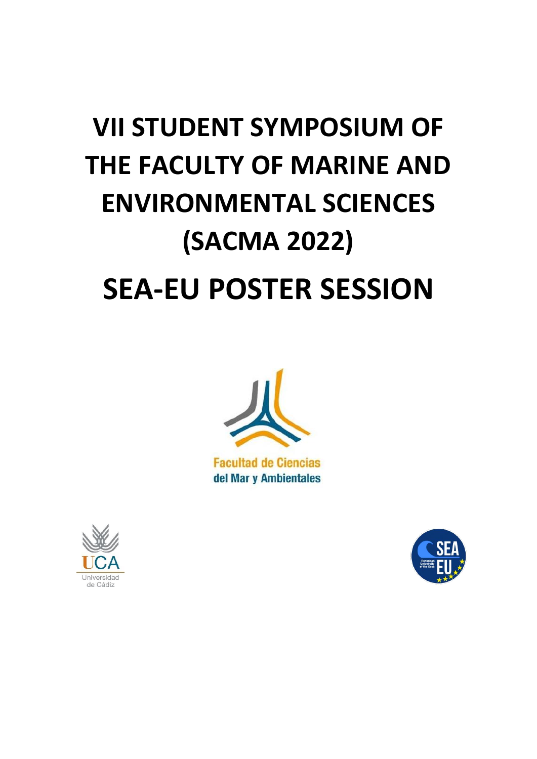# VII STUDENT SYMPOSIUM OF THE FACULTY OF MARINE AND ENVIRONMENTAL SCIENCES (SACMA 2022)

# SEA-EU POSTER SESSION

Facultad de Ciencias del Mar y Ambientales

UCA Universidad de Cádiz

SEA EU European University of the Seas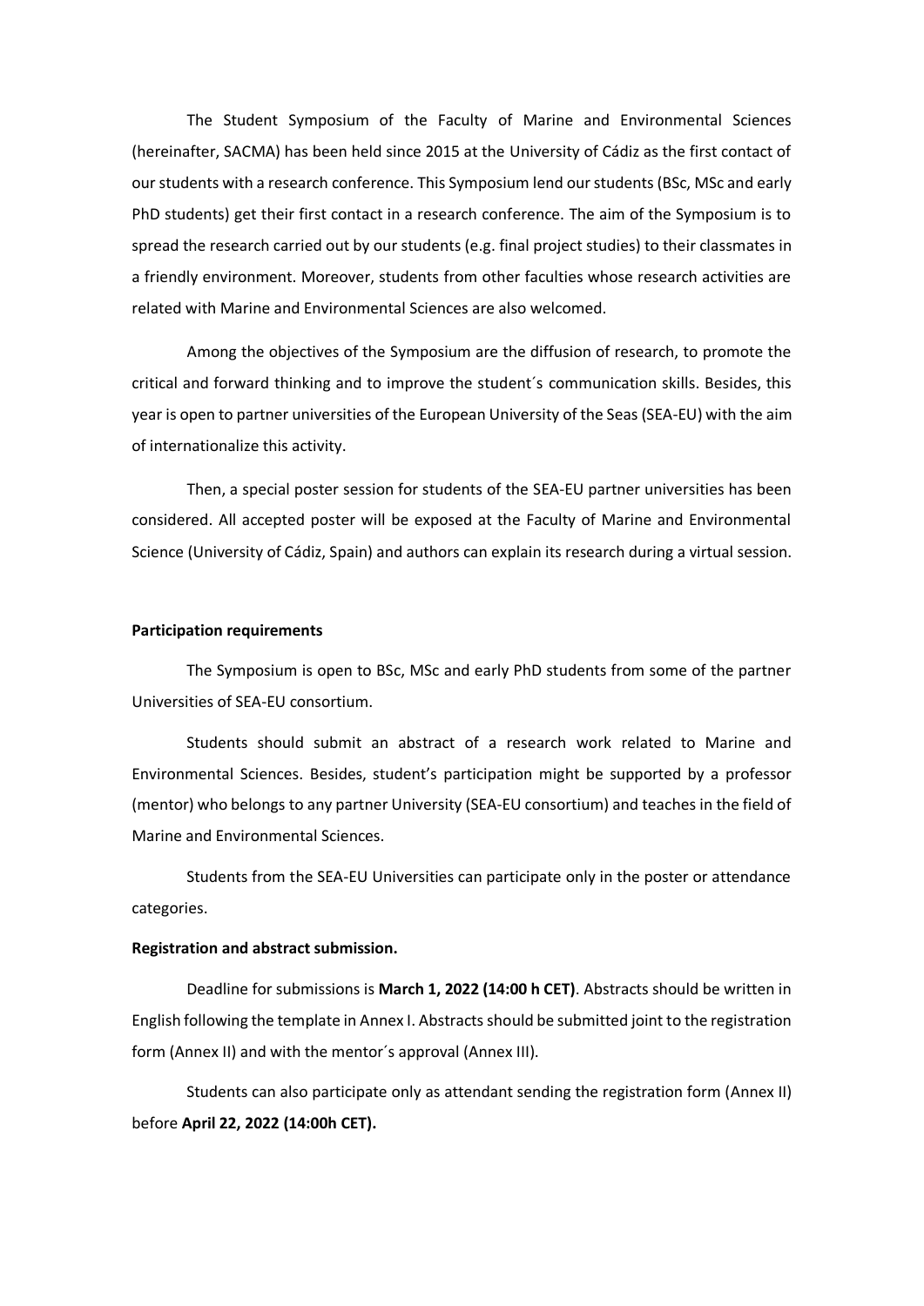The Student Symposium of the Faculty of Marine and Environmental Sciences (hereinafter, SACMA) has been held since 2015 at the University of Cádiz as the first contact of our students with a research conference. This Symposium lend our students (BSc, MSc and early PhD students) get their first contact in a research conference. The aim of the Symposium is to spread the research carried out by our students (e.g. final project studies) to their classmates in a friendly environment. Moreover, students from other faculties whose research activities are related with Marine and Environmental Sciences are also welcomed.

Among the objectives of the Symposium are the diffusion of research, to promote the critical and forward thinking and to improve the student´s communication skills. Besides, this year is open to partner universities of the European University of the Seas (SEA-EU) with the aim of internationalize this activity.

Then, a special poster session for students of the SEA-EU partner universities has been considered. All accepted poster will be exposed at the Faculty of Marine and Environmental Science (University of Cádiz, Spain) and authors can explain its research during a virtual session.

**Participation requirements**

The Symposium is open to BSc, MSc and early PhD students from some of the partner Universities of SEA-EU consortium.

Students should submit an abstract of a research work related to Marine and Environmental Sciences. Besides, student's participation might be supported by a professor (mentor) who belongs to any partner University (SEA-EU consortium) and teaches in the field of Marine and Environmental Sciences.

Students from the SEA-EU Universities can participate only in the poster or attendance categories.

**Registration and abstract submission.**

Deadline for submissions is **March 1, 2022 (14:00 h CET)**. Abstracts should be written in English following the template in Annex I. Abstracts should be submitted joint to the registration form (Annex II) and with the mentor´s approval (Annex III).

Students can also participate only as attendant sending the registration form (Annex II) before **April 22, 2022 (14:00h CET).**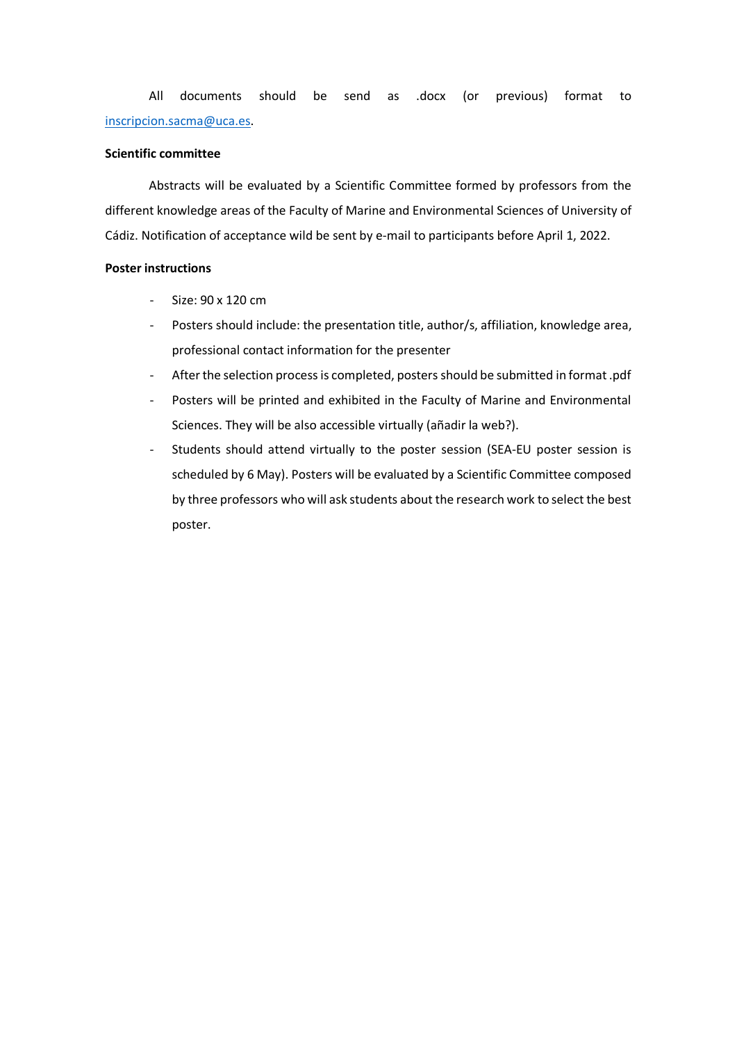All documents should be send as .docx (or previous) format to inscripcion.sacma@uca.es.

**Scientific committee**

Abstracts will be evaluated by a Scientific Committee formed by professors from the different knowledge areas of the Faculty of Marine and Environmental Sciences of University of Cádiz. Notification of acceptance wild be sent by e-mail to participants before April 1, 2022.

**Poster instructions**

- Size: 90 x 120 cm
- Posters should include: the presentation title, author/s, affiliation, knowledge area, professional contact information for the presenter
- After the selection process is completed, posters should be submitted in format .pdf
- Posters will be printed and exhibited in the Faculty of Marine and Environmental Sciences. They will be also accessible virtually (añadir la web?).
- Students should attend virtually to the poster session (SEA-EU poster session is scheduled by 6 May). Posters will be evaluated by a Scientific Committee composed by three professors who will ask students about the research work to select the best poster.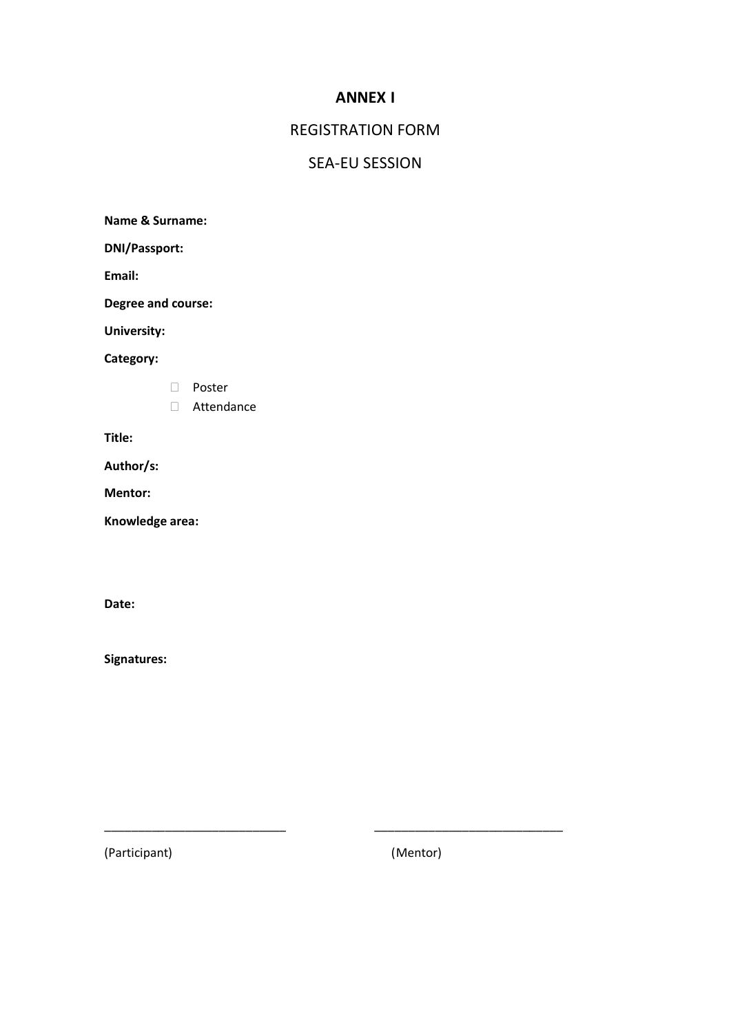# ANNEX I

## REGISTRATION FORM

## SEA-EU SESSION

**Name & Surname:**

**DNI/Passport:**

**Email:**

**Degree and course:**

**University:**

**Category:**

- ☐ Poster
- ☐ Attendance

**Title:**

**Author/s:**

**Mentor:**

**Knowledge area:**

**Date:**

**Signatures:**

___________________________ ____________________________

(Participant) (Mentor)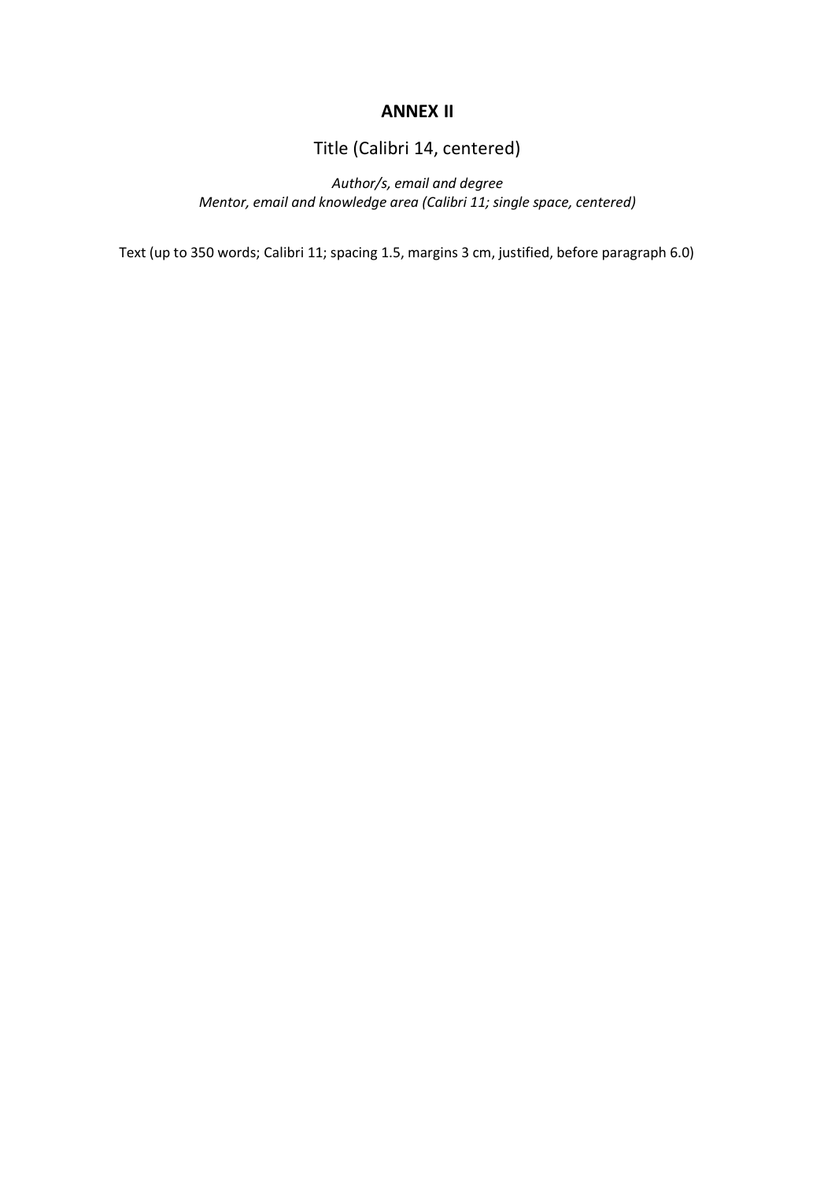# ANNEX II

## Title (Calibri 14, centered)

*Author/s, email and degree*
*Mentor, email and knowledge area (Calibri 11; single space, centered)*

Text (up to 350 words; Calibri 11; spacing 1.5, margins 3 cm, justified, before paragraph 6.0)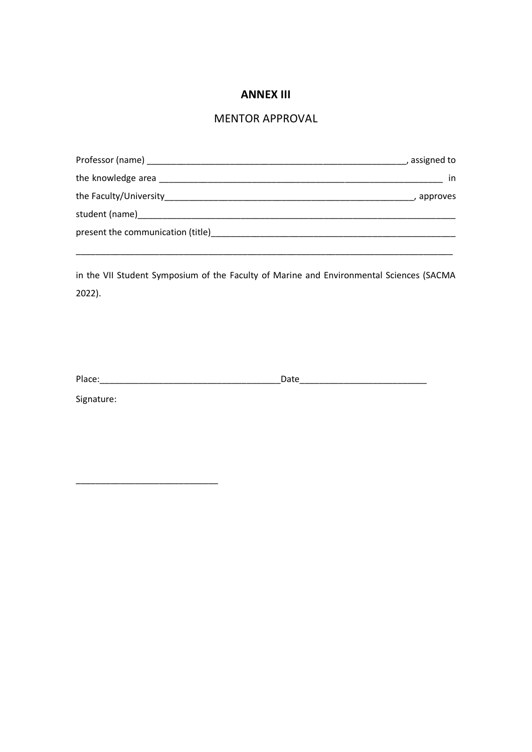# ANNEX III

## MENTOR APPROVAL

Professor (name) ____________________________________________________, assigned to the knowledge area ____________________________________________________________ in the Faculty/University____________________________________________________, approves student (name)___________________________________________________________________ present the communication (title)__________________________________________________

____________________________________________________________________________

in the VII Student Symposium of the Faculty of Marine and Environmental Sciences (SACMA 2022).

Place:_____________________________________Date__________________________

Signature:

_____________________________